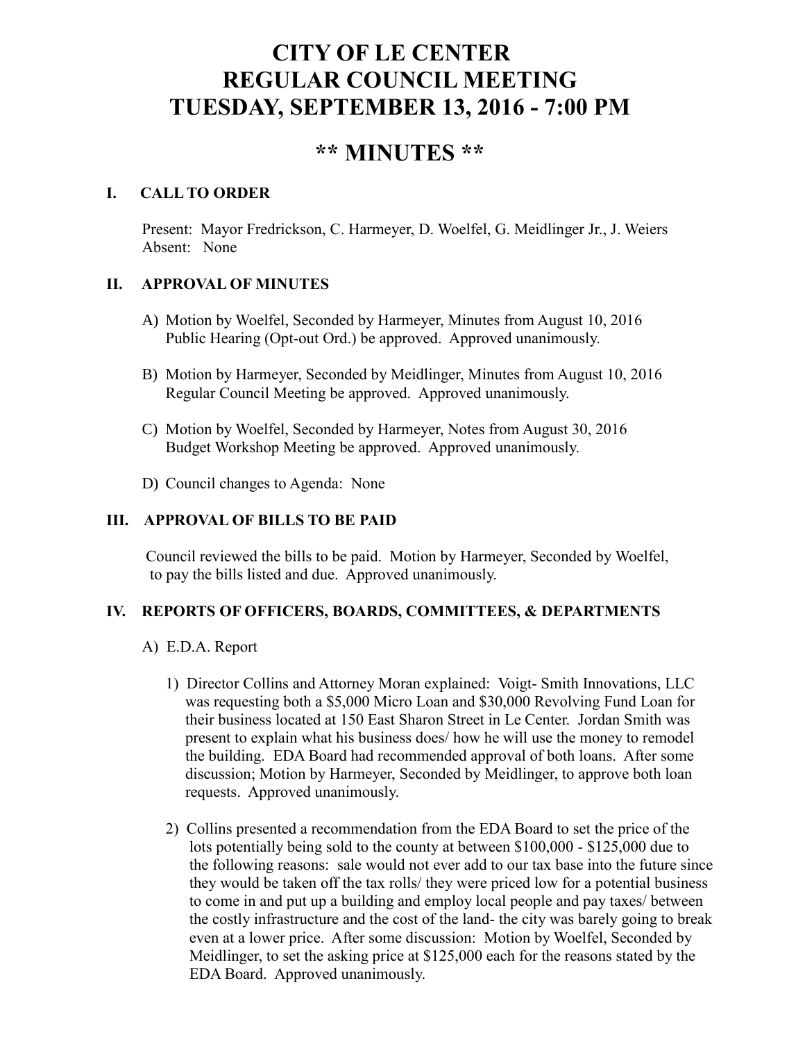# CITY OF LE CENTER
# REGULAR COUNCIL MEETING
# TUESDAY, SEPTEMBER 13, 2016 - 7:00 PM

## ** MINUTES **

### I. CALL TO ORDER

Present: Mayor Fredrickson, C. Harmeyer, D. Woelfel, G. Meidlinger Jr., J. Weiers
Absent: None

### II. APPROVAL OF MINUTES

A) Motion by Woelfel, Seconded by Harmeyer, Minutes from August 10, 2016 Public Hearing (Opt-out Ord.) be approved. Approved unanimously.

B) Motion by Harmeyer, Seconded by Meidlinger, Minutes from August 10, 2016 Regular Council Meeting be approved. Approved unanimously.

C) Motion by Woelfel, Seconded by Harmeyer, Notes from August 30, 2016 Budget Workshop Meeting be approved. Approved unanimously.

D) Council changes to Agenda: None

### III. APPROVAL OF BILLS TO BE PAID

Council reviewed the bills to be paid. Motion by Harmeyer, Seconded by Woelfel, to pay the bills listed and due. Approved unanimously.

### IV. REPORTS OF OFFICERS, BOARDS, COMMITTEES, & DEPARTMENTS

A) E.D.A. Report

1) Director Collins and Attorney Moran explained: Voigt- Smith Innovations, LLC was requesting both a $5,000 Micro Loan and $30,000 Revolving Fund Loan for their business located at 150 East Sharon Street in Le Center. Jordan Smith was present to explain what his business does/ how he will use the money to remodel the building. EDA Board had recommended approval of both loans. After some discussion; Motion by Harmeyer, Seconded by Meidlinger, to approve both loan requests. Approved unanimously.

2) Collins presented a recommendation from the EDA Board to set the price of the lots potentially being sold to the county at between $100,000 - $125,000 due to the following reasons: sale would not ever add to our tax base into the future since they would be taken off the tax rolls/ they were priced low for a potential business to come in and put up a building and employ local people and pay taxes/ between the costly infrastructure and the cost of the land- the city was barely going to break even at a lower price. After some discussion: Motion by Woelfel, Seconded by Meidlinger, to set the asking price at $125,000 each for the reasons stated by the EDA Board. Approved unanimously.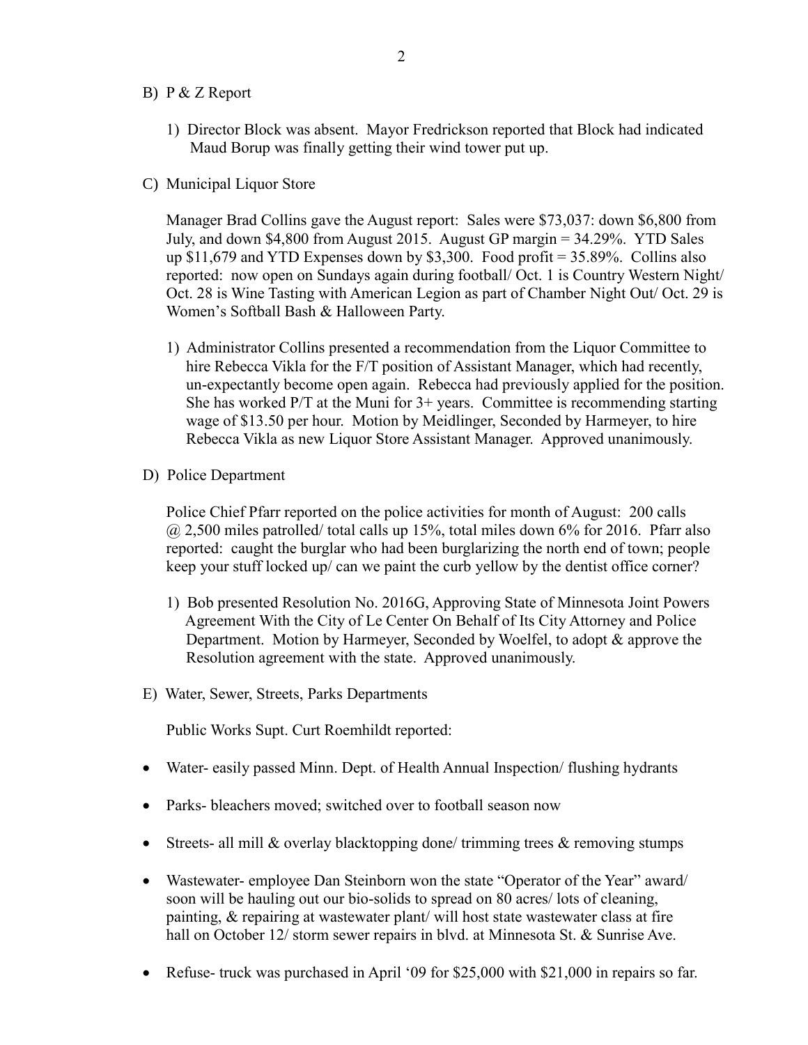B) P & Z Report

1) Director Block was absent. Mayor Fredrickson reported that Block had indicated Maud Borup was finally getting their wind tower put up.

C) Municipal Liquor Store

Manager Brad Collins gave the August report: Sales were $73,037: down $6,800 from July, and down $4,800 from August 2015. August GP margin = 34.29%. YTD Sales up $11,679 and YTD Expenses down by $3,300. Food profit = 35.89%. Collins also reported: now open on Sundays again during football/ Oct. 1 is Country Western Night/ Oct. 28 is Wine Tasting with American Legion as part of Chamber Night Out/ Oct. 29 is Women's Softball Bash & Halloween Party.

1) Administrator Collins presented a recommendation from the Liquor Committee to hire Rebecca Vikla for the F/T position of Assistant Manager, which had recently, un-expectantly become open again. Rebecca had previously applied for the position. She has worked P/T at the Muni for 3+ years. Committee is recommending starting wage of $13.50 per hour. Motion by Meidlinger, Seconded by Harmeyer, to hire Rebecca Vikla as new Liquor Store Assistant Manager. Approved unanimously.

D) Police Department

Police Chief Pfarr reported on the police activities for month of August: 200 calls @ 2,500 miles patrolled/ total calls up 15%, total miles down 6% for 2016. Pfarr also reported: caught the burglar who had been burglarizing the north end of town; people keep your stuff locked up/ can we paint the curb yellow by the dentist office corner?

1) Bob presented Resolution No. 2016G, Approving State of Minnesota Joint Powers Agreement With the City of Le Center On Behalf of Its City Attorney and Police Department. Motion by Harmeyer, Seconded by Woelfel, to adopt & approve the Resolution agreement with the state. Approved unanimously.

E) Water, Sewer, Streets, Parks Departments

Public Works Supt. Curt Roemhildt reported:

- Water- easily passed Minn. Dept. of Health Annual Inspection/ flushing hydrants
- Parks- bleachers moved; switched over to football season now
- Streets- all mill & overlay blacktopping done/ trimming trees & removing stumps
- Wastewater- employee Dan Steinborn won the state "Operator of the Year" award/ soon will be hauling out our bio-solids to spread on 80 acres/ lots of cleaning, painting, & repairing at wastewater plant/ will host state wastewater class at fire hall on October 12/ storm sewer repairs in blvd. at Minnesota St. & Sunrise Ave.
- Refuse- truck was purchased in April '09 for $25,000 with $21,000 in repairs so far.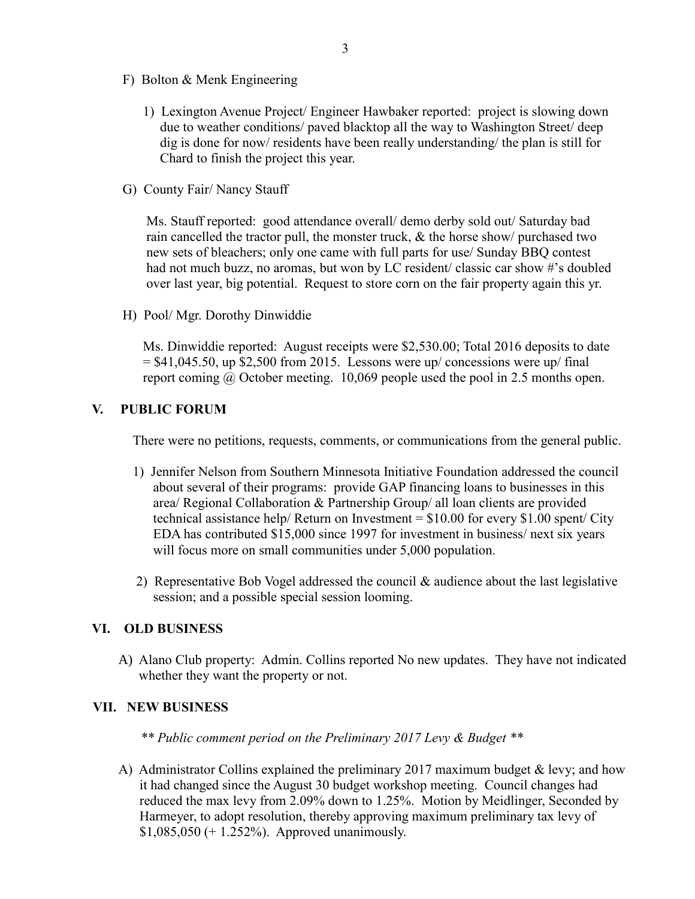F) Bolton & Menk Engineering

1) Lexington Avenue Project/ Engineer Hawbaker reported: project is slowing down due to weather conditions/ paved blacktop all the way to Washington Street/ deep dig is done for now/ residents have been really understanding/ the plan is still for Chard to finish the project this year.

G) County Fair/ Nancy Stauff

Ms. Stauff reported: good attendance overall/ demo derby sold out/ Saturday bad rain cancelled the tractor pull, the monster truck, & the horse show/ purchased two new sets of bleachers; only one came with full parts for use/ Sunday BBQ contest had not much buzz, no aromas, but won by LC resident/ classic car show #'s doubled over last year, big potential. Request to store corn on the fair property again this yr.

H) Pool/ Mgr. Dorothy Dinwiddie

Ms. Dinwiddie reported: August receipts were $2,530.00; Total 2016 deposits to date = $41,045.50, up $2,500 from 2015. Lessons were up/ concessions were up/ final report coming @ October meeting. 10,069 people used the pool in 2.5 months open.

## V. PUBLIC FORUM

There were no petitions, requests, comments, or communications from the general public.

1) Jennifer Nelson from Southern Minnesota Initiative Foundation addressed the council about several of their programs: provide GAP financing loans to businesses in this area/ Regional Collaboration & Partnership Group/ all loan clients are provided technical assistance help/ Return on Investment = $10.00 for every $1.00 spent/ City EDA has contributed $15,000 since 1997 for investment in business/ next six years will focus more on small communities under 5,000 population.

2) Representative Bob Vogel addressed the council & audience about the last legislative session; and a possible special session looming.

## VI. OLD BUSINESS

A) Alano Club property: Admin. Collins reported No new updates. They have not indicated whether they want the property or not.

## VII. NEW BUSINESS

*** Public comment period on the Preliminary 2017 Levy & Budget ***

A) Administrator Collins explained the preliminary 2017 maximum budget & levy; and how it had changed since the August 30 budget workshop meeting. Council changes had reduced the max levy from 2.09% down to 1.25%. Motion by Meidlinger, Seconded by Harmeyer, to adopt resolution, thereby approving maximum preliminary tax levy of $1,085,050 (+ 1.252%). Approved unanimously.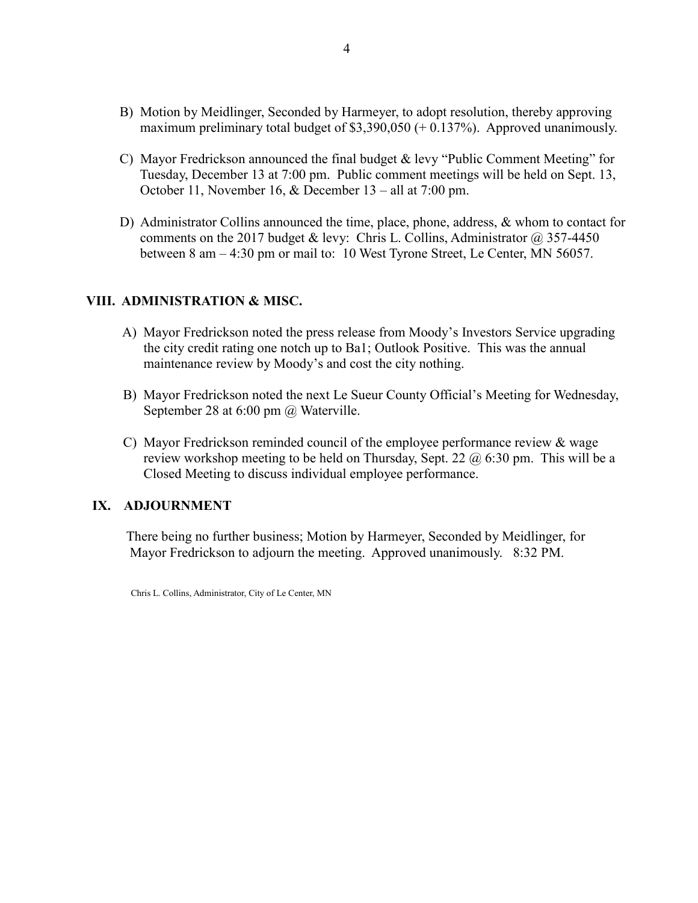B) Motion by Meidlinger, Seconded by Harmeyer, to adopt resolution, thereby approving maximum preliminary total budget of $3,390,050 (+ 0.137%). Approved unanimously.

C) Mayor Fredrickson announced the final budget & levy "Public Comment Meeting" for Tuesday, December 13 at 7:00 pm. Public comment meetings will be held on Sept. 13, October 11, November 16, & December 13 – all at 7:00 pm.

D) Administrator Collins announced the time, place, phone, address, & whom to contact for comments on the 2017 budget & levy: Chris L. Collins, Administrator @ 357-4450 between 8 am – 4:30 pm or mail to: 10 West Tyrone Street, Le Center, MN 56057.

## VIII. ADMINISTRATION & MISC.

A) Mayor Fredrickson noted the press release from Moody's Investors Service upgrading the city credit rating one notch up to Ba1; Outlook Positive. This was the annual maintenance review by Moody's and cost the city nothing.

B) Mayor Fredrickson noted the next Le Sueur County Official's Meeting for Wednesday, September 28 at 6:00 pm @ Waterville.

C) Mayor Fredrickson reminded council of the employee performance review & wage review workshop meeting to be held on Thursday, Sept. 22 @ 6:30 pm. This will be a Closed Meeting to discuss individual employee performance.

## IX. ADJOURNMENT

There being no further business; Motion by Harmeyer, Seconded by Meidlinger, for Mayor Fredrickson to adjourn the meeting. Approved unanimously. 8:32 PM.

Chris L. Collins, Administrator, City of Le Center, MN